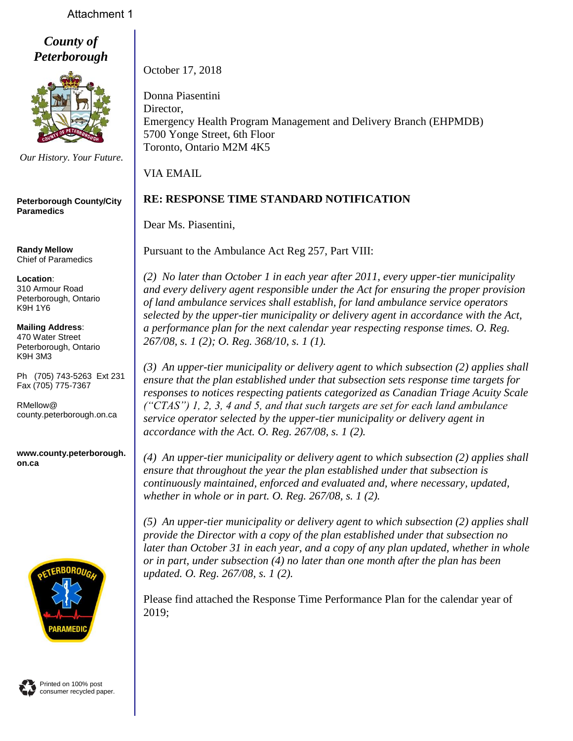Attachment 1

*County of Peterborough*

*Our History. Your Future.*

**Peterborough County/City Paramedics**

**Randy Mellow**
Chief of Paramedics

**Location**:
310 Armour Road
Peterborough, Ontario
K9H 1Y6

**Mailing Address**:
470 Water Street
Peterborough, Ontario
K9H 3M3

Ph (705) 743-5263 Ext 231
Fax (705) 775-7367

RMellow@
county.peterborough.on.ca

**www.county.peterborough.on.ca**

Printed on 100% post consumer recycled paper.

October 17, 2018

Donna Piasentini
Director,
Emergency Health Program Management and Delivery Branch (EHPMDB)
5700 Yonge Street, 6th Floor
Toronto, Ontario M2M 4K5

VIA EMAIL

**RE: RESPONSE TIME STANDARD NOTIFICATION**

Dear Ms. Piasentini,

Pursuant to the Ambulance Act Reg 257, Part VIII:

*(2) No later than October 1 in each year after 2011, every upper-tier municipality and every delivery agent responsible under the Act for ensuring the proper provision of land ambulance services shall establish, for land ambulance service operators selected by the upper-tier municipality or delivery agent in accordance with the Act, a performance plan for the next calendar year respecting response times. O. Reg. 267/08, s. 1 (2); O. Reg. 368/10, s. 1 (1).*

*(3) An upper-tier municipality or delivery agent to which subsection (2) applies shall ensure that the plan established under that subsection sets response time targets for responses to notices respecting patients categorized as Canadian Triage Acuity Scale ("CTAS") 1, 2, 3, 4 and 5, and that such targets are set for each land ambulance service operator selected by the upper-tier municipality or delivery agent in accordance with the Act. O. Reg. 267/08, s. 1 (2).*

*(4) An upper-tier municipality or delivery agent to which subsection (2) applies shall ensure that throughout the year the plan established under that subsection is continuously maintained, enforced and evaluated and, where necessary, updated, whether in whole or in part. O. Reg. 267/08, s. 1 (2).*

*(5) An upper-tier municipality or delivery agent to which subsection (2) applies shall provide the Director with a copy of the plan established under that subsection no later than October 31 in each year, and a copy of any plan updated, whether in whole or in part, under subsection (4) no later than one month after the plan has been updated. O. Reg. 267/08, s. 1 (2).*

Please find attached the Response Time Performance Plan for the calendar year of 2019;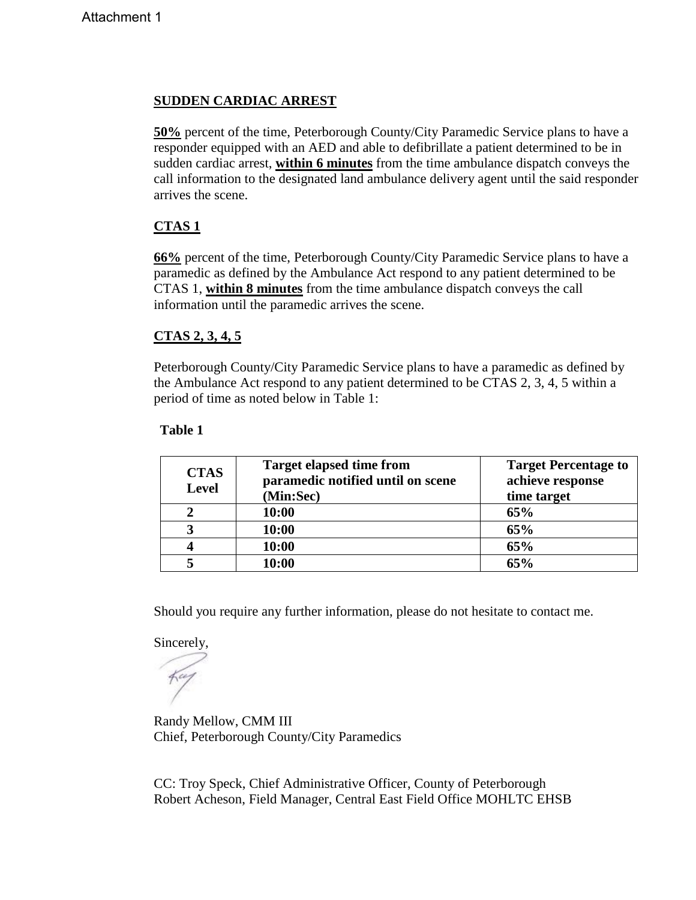Attachment 1

**SUDDEN CARDIAC ARREST**

**50%** percent of the time, Peterborough County/City Paramedic Service plans to have a responder equipped with an AED and able to defibrillate a patient determined to be in sudden cardiac arrest, **within 6 minutes** from the time ambulance dispatch conveys the call information to the designated land ambulance delivery agent until the said responder arrives the scene.

**CTAS 1**

**66%** percent of the time, Peterborough County/City Paramedic Service plans to have a paramedic as defined by the Ambulance Act respond to any patient determined to be CTAS 1, **within 8 minutes** from the time ambulance dispatch conveys the call information until the paramedic arrives the scene.

**CTAS 2, 3, 4, 5**

Peterborough County/City Paramedic Service plans to have a paramedic as defined by the Ambulance Act respond to any patient determined to be CTAS 2, 3, 4, 5 within a period of time as noted below in Table 1:

**Table 1**

| CTAS Level | Target elapsed time from paramedic notified until on scene (Min:Sec) | Target Percentage to achieve response time target |
|---|---|---|
| **2** | **10:00** | **65%** |
| **3** | **10:00** | **65%** |
| **4** | **10:00** | **65%** |
| **5** | **10:00** | **65%** |

Should you require any further information, please do not hesitate to contact me.

Sincerely,

Randy Mellow, CMM III
Chief, Peterborough County/City Paramedics

CC: Troy Speck, Chief Administrative Officer, County of Peterborough
Robert Acheson, Field Manager, Central East Field Office MOHLTC EHSB